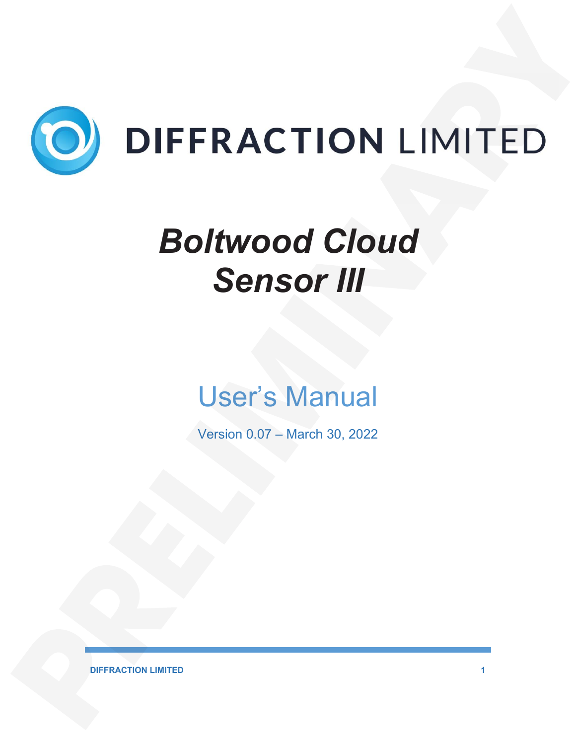DIFFRACTION LIMITED

# *Boltwood Cloud Sensor III*

## User's Manual

Version 0.07 – March 30, 2022

PRELIMINARY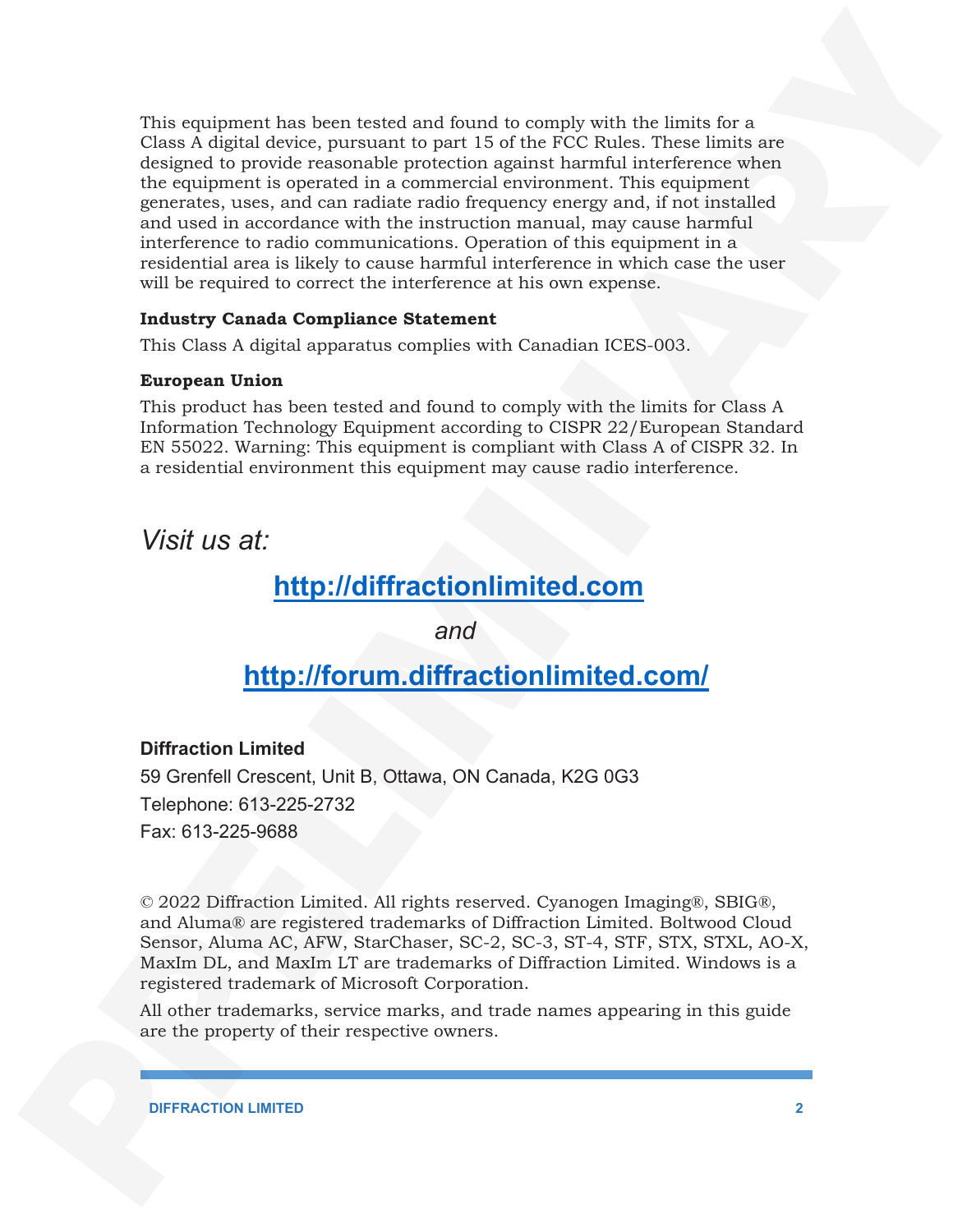This equipment has been tested and found to comply with the limits for a Class A digital device, pursuant to part 15 of the FCC Rules. These limits are designed to provide reasonable protection against harmful interference when the equipment is operated in a commercial environment. This equipment generates, uses, and can radiate radio frequency energy and, if not installed and used in accordance with the instruction manual, may cause harmful interference to radio communications. Operation of this equipment in a residential area is likely to cause harmful interference in which case the user will be required to correct the interference at his own expense.

**Industry Canada Compliance Statement**

This Class A digital apparatus complies with Canadian ICES-003.

**European Union**

This product has been tested and found to comply with the limits for Class A Information Technology Equipment according to CISPR 22/European Standard EN 55022. Warning: This equipment is compliant with Class A of CISPR 32. In a residential environment this equipment may cause radio interference.

*Visit us at:*

**[http://diffractionlimited.com](http://diffractionlimited.com)**

*and*

**[http://forum.diffractionlimited.com/](http://forum.diffractionlimited.com/)**

**Diffraction Limited**

59 Grenfell Crescent, Unit B, Ottawa, ON Canada, K2G 0G3

Telephone: 613-225-2732

Fax: 613-225-9688

© 2022 Diffraction Limited. All rights reserved. Cyanogen Imaging®, SBIG®, and Aluma® are registered trademarks of Diffraction Limited. Boltwood Cloud Sensor, Aluma AC, AFW, StarChaser, SC-2, SC-3, ST-4, STF, STX, STXL, AO-X, MaxIm DL, and MaxIm LT are trademarks of Diffraction Limited. Windows is a registered trademark of Microsoft Corporation.

All other trademarks, service marks, and trade names appearing in this guide are the property of their respective owners.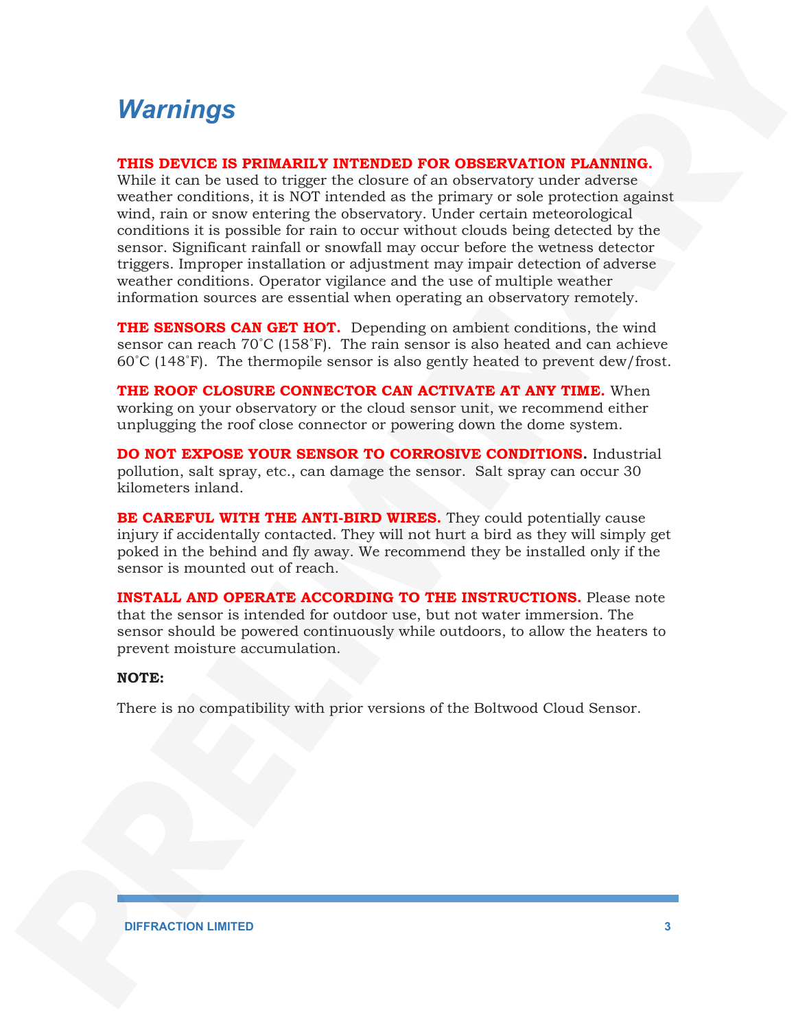# *Warnings*

**THIS DEVICE IS PRIMARILY INTENDED FOR OBSERVATION PLANNING.** While it can be used to trigger the closure of an observatory under adverse weather conditions, it is NOT intended as the primary or sole protection against wind, rain or snow entering the observatory. Under certain meteorological conditions it is possible for rain to occur without clouds being detected by the sensor. Significant rainfall or snowfall may occur before the wetness detector triggers. Improper installation or adjustment may impair detection of adverse weather conditions. Operator vigilance and the use of multiple weather information sources are essential when operating an observatory remotely.

**THE SENSORS CAN GET HOT.** Depending on ambient conditions, the wind sensor can reach 70˚C (158˚F). The rain sensor is also heated and can achieve 60˚C (148˚F). The thermopile sensor is also gently heated to prevent dew/frost.

**THE ROOF CLOSURE CONNECTOR CAN ACTIVATE AT ANY TIME.** When working on your observatory or the cloud sensor unit, we recommend either unplugging the roof close connector or powering down the dome system.

**DO NOT EXPOSE YOUR SENSOR TO CORROSIVE CONDITIONS.** Industrial pollution, salt spray, etc., can damage the sensor. Salt spray can occur 30 kilometers inland.

**BE CAREFUL WITH THE ANTI-BIRD WIRES.** They could potentially cause injury if accidentally contacted. They will not hurt a bird as they will simply get poked in the behind and fly away. We recommend they be installed only if the sensor is mounted out of reach.

**INSTALL AND OPERATE ACCORDING TO THE INSTRUCTIONS.** Please note that the sensor is intended for outdoor use, but not water immersion. The sensor should be powered continuously while outdoors, to allow the heaters to prevent moisture accumulation.

**NOTE:**

There is no compatibility with prior versions of the Boltwood Cloud Sensor.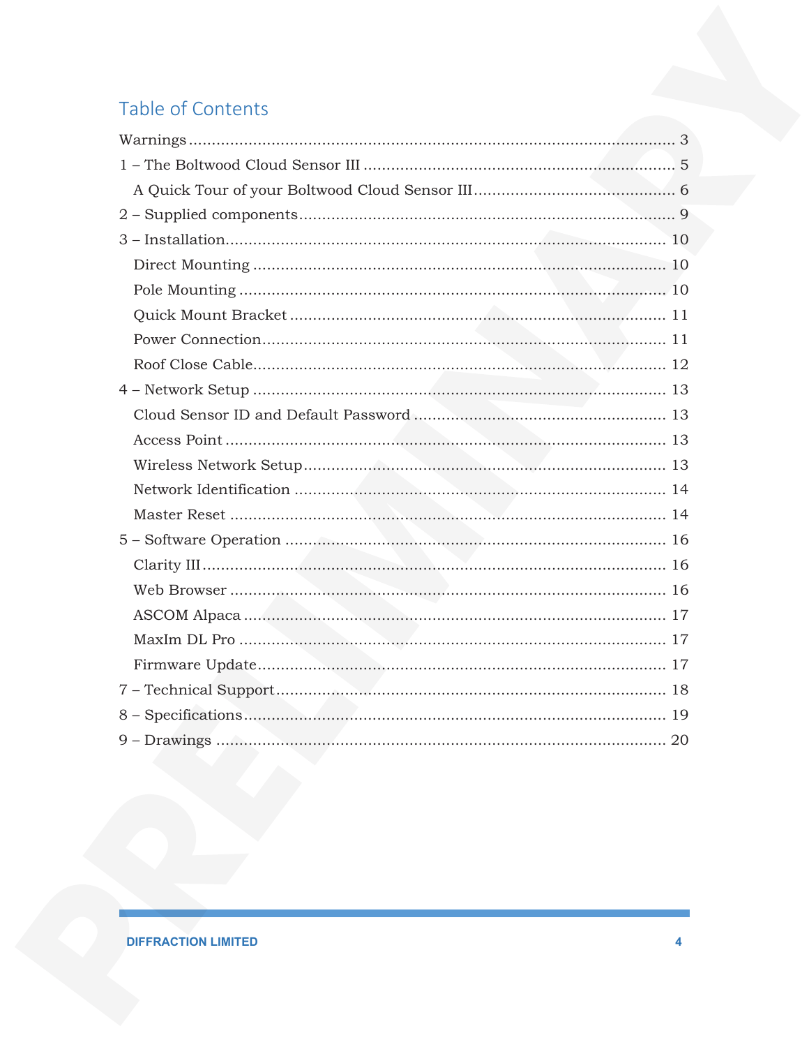## Table of Contents

Warnings ........................................................................................................ 3

1 – The Boltwood Cloud Sensor III ................................................................... 5

- A Quick Tour of your Boltwood Cloud Sensor III ........................................... 6

2 – Supplied components ................................................................................. 9

3 – Installation ................................................................................................ 10

- Direct Mounting ......................................................................................... 10
- Pole Mounting ............................................................................................ 10
- Quick Mount Bracket ................................................................................. 11
- Power Connection ...................................................................................... 11
- Roof Close Cable ........................................................................................ 12

4 – Network Setup .......................................................................................... 13

- Cloud Sensor ID and Default Password ...................................................... 13
- Access Point ............................................................................................... 13
- Wireless Network Setup ............................................................................. 13
- Network Identification ............................................................................... 14
- Master Reset .............................................................................................. 14

5 – Software Operation ................................................................................... 16

- Clarity III .................................................................................................... 16
- Web Browser .............................................................................................. 16
- ASCOM Alpaca ........................................................................................... 17
- MaxIm DL Pro ............................................................................................ 17
- Firmware Update ........................................................................................ 17

7 – Technical Support ..................................................................................... 18

8 – Specifications ............................................................................................ 19

9 – Drawings ................................................................................................... 20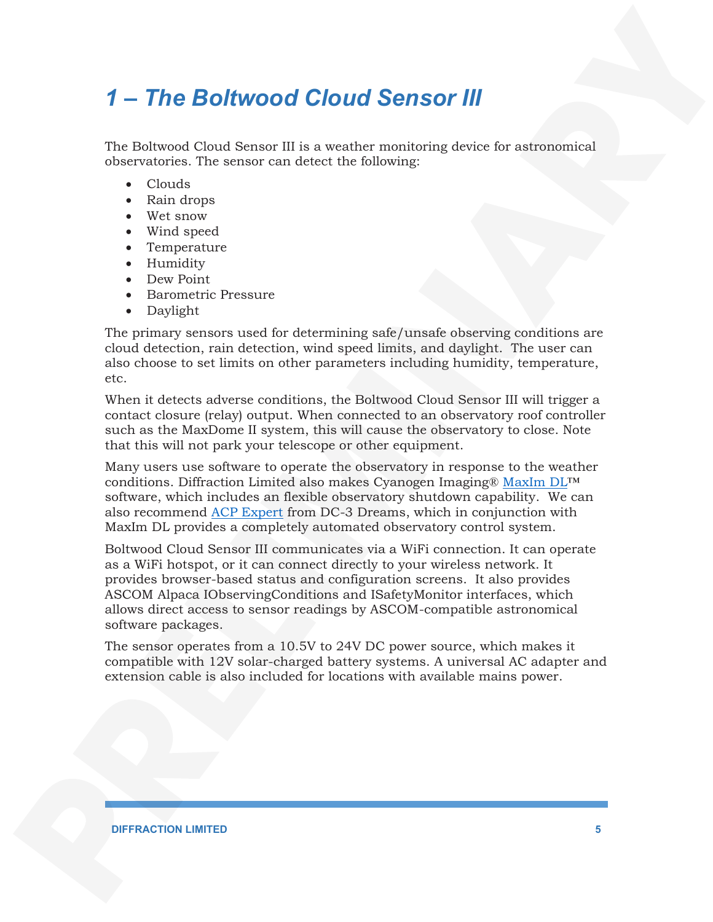# 1 – The Boltwood Cloud Sensor III

The Boltwood Cloud Sensor III is a weather monitoring device for astronomical observatories. The sensor can detect the following:

- Clouds
- Rain drops
- Wet snow
- Wind speed
- Temperature
- Humidity
- Dew Point
- Barometric Pressure
- Daylight

The primary sensors used for determining safe/unsafe observing conditions are cloud detection, rain detection, wind speed limits, and daylight. The user can also choose to set limits on other parameters including humidity, temperature, etc.

When it detects adverse conditions, the Boltwood Cloud Sensor III will trigger a contact closure (relay) output. When connected to an observatory roof controller such as the MaxDome II system, this will cause the observatory to close. Note that this will not park your telescope or other equipment.

Many users use software to operate the observatory in response to the weather conditions. Diffraction Limited also makes Cyanogen Imaging® MaxIm DL™ software, which includes an flexible observatory shutdown capability. We can also recommend ACP Expert from DC-3 Dreams, which in conjunction with MaxIm DL provides a completely automated observatory control system.

Boltwood Cloud Sensor III communicates via a WiFi connection. It can operate as a WiFi hotspot, or it can connect directly to your wireless network. It provides browser-based status and configuration screens. It also provides ASCOM Alpaca IObservingConditions and ISafetyMonitor interfaces, which allows direct access to sensor readings by ASCOM-compatible astronomical software packages.

The sensor operates from a 10.5V to 24V DC power source, which makes it compatible with 12V solar-charged battery systems. A universal AC adapter and extension cable is also included for locations with available mains power.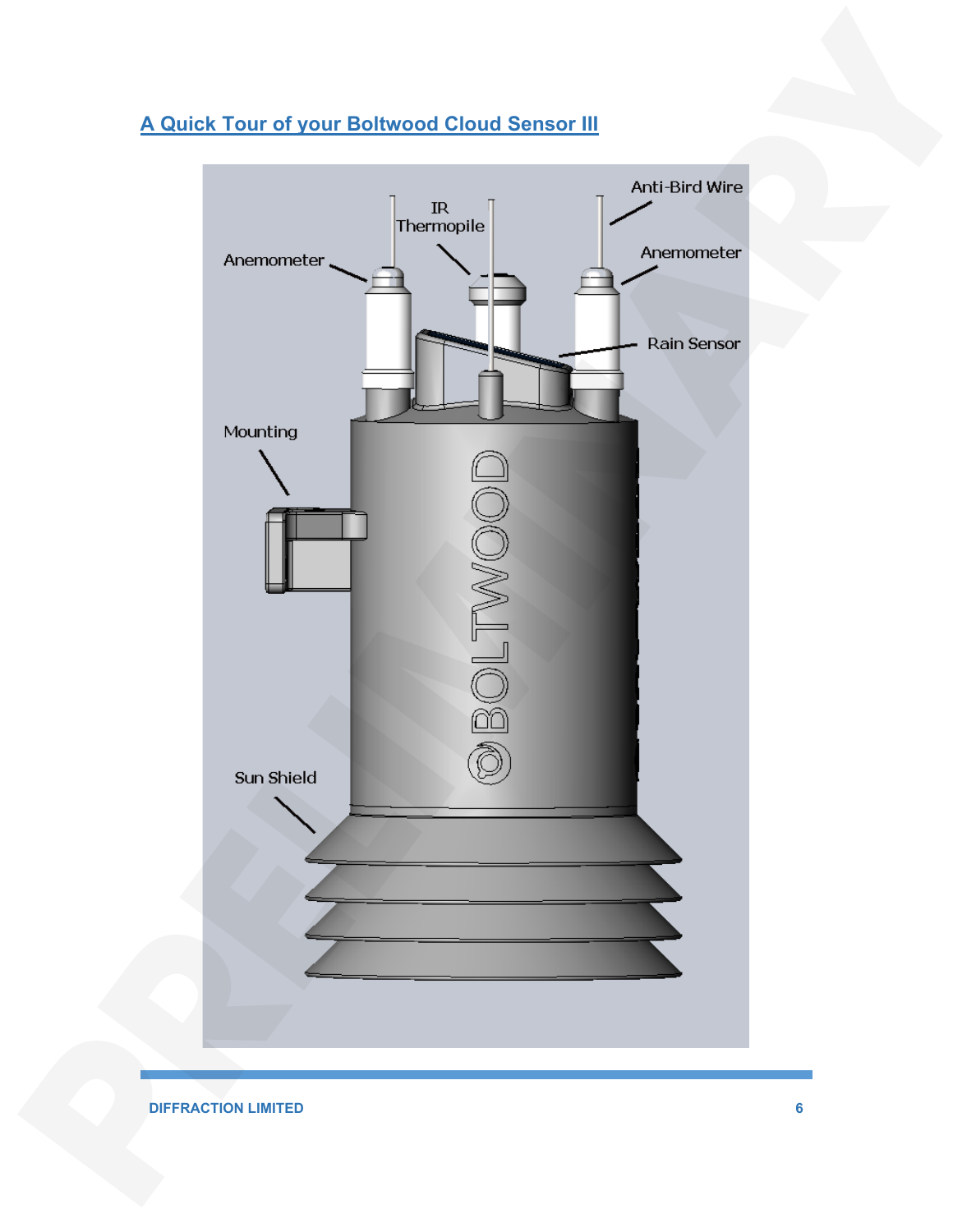## A Quick Tour of your Boltwood Cloud Sensor III

Anemometer

IR Thermopile

Anti-Bird Wire

Anemometer

Rain Sensor

Mounting

Sun Shield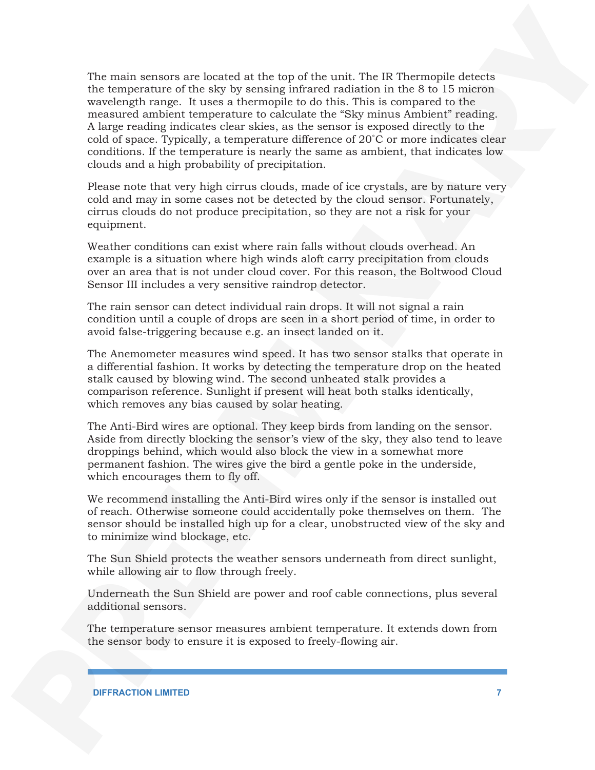The main sensors are located at the top of the unit. The IR Thermopile detects the temperature of the sky by sensing infrared radiation in the 8 to 15 micron wavelength range. It uses a thermopile to do this. This is compared to the measured ambient temperature to calculate the “Sky minus Ambient” reading. A large reading indicates clear skies, as the sensor is exposed directly to the cold of space. Typically, a temperature difference of 20˚C or more indicates clear conditions. If the temperature is nearly the same as ambient, that indicates low clouds and a high probability of precipitation.

Please note that very high cirrus clouds, made of ice crystals, are by nature very cold and may in some cases not be detected by the cloud sensor. Fortunately, cirrus clouds do not produce precipitation, so they are not a risk for your equipment.

Weather conditions can exist where rain falls without clouds overhead. An example is a situation where high winds aloft carry precipitation from clouds over an area that is not under cloud cover. For this reason, the Boltwood Cloud Sensor III includes a very sensitive raindrop detector.

The rain sensor can detect individual rain drops. It will not signal a rain condition until a couple of drops are seen in a short period of time, in order to avoid false-triggering because e.g. an insect landed on it.

The Anemometer measures wind speed. It has two sensor stalks that operate in a differential fashion. It works by detecting the temperature drop on the heated stalk caused by blowing wind. The second unheated stalk provides a comparison reference. Sunlight if present will heat both stalks identically, which removes any bias caused by solar heating.

The Anti-Bird wires are optional. They keep birds from landing on the sensor. Aside from directly blocking the sensor’s view of the sky, they also tend to leave droppings behind, which would also block the view in a somewhat more permanent fashion. The wires give the bird a gentle poke in the underside, which encourages them to fly off.

We recommend installing the Anti-Bird wires only if the sensor is installed out of reach. Otherwise someone could accidentally poke themselves on them. The sensor should be installed high up for a clear, unobstructed view of the sky and to minimize wind blockage, etc.

The Sun Shield protects the weather sensors underneath from direct sunlight, while allowing air to flow through freely.

Underneath the Sun Shield are power and roof cable connections, plus several additional sensors.

The temperature sensor measures ambient temperature. It extends down from the sensor body to ensure it is exposed to freely-flowing air.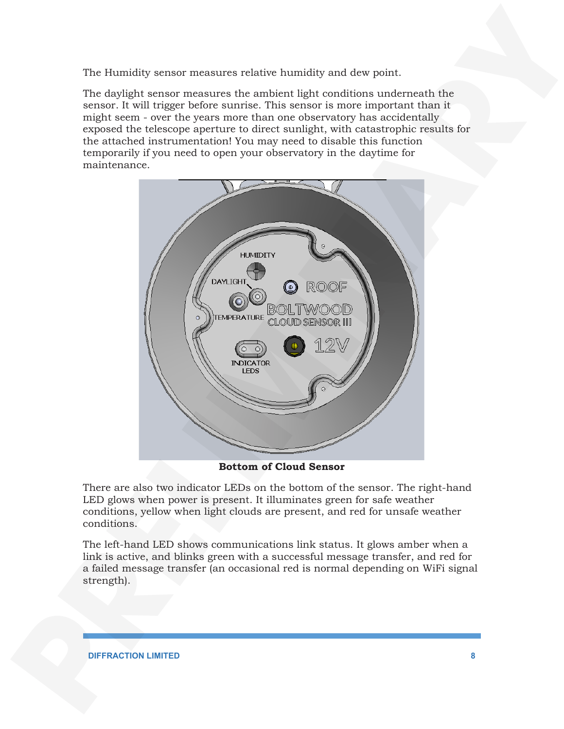The Humidity sensor measures relative humidity and dew point.

The daylight sensor measures the ambient light conditions underneath the sensor. It will trigger before sunrise. This sensor is more important than it might seem - over the years more than one observatory has accidentally exposed the telescope aperture to direct sunlight, with catastrophic results for the attached instrumentation! You may need to disable this function temporarily if you need to open your observatory in the daytime for maintenance.

**Bottom of Cloud Sensor**

There are also two indicator LEDs on the bottom of the sensor. The right-hand LED glows when power is present. It illuminates green for safe weather conditions, yellow when light clouds are present, and red for unsafe weather conditions.

The left-hand LED shows communications link status. It glows amber when a link is active, and blinks green with a successful message transfer, and red for a failed message transfer (an occasional red is normal depending on WiFi signal strength).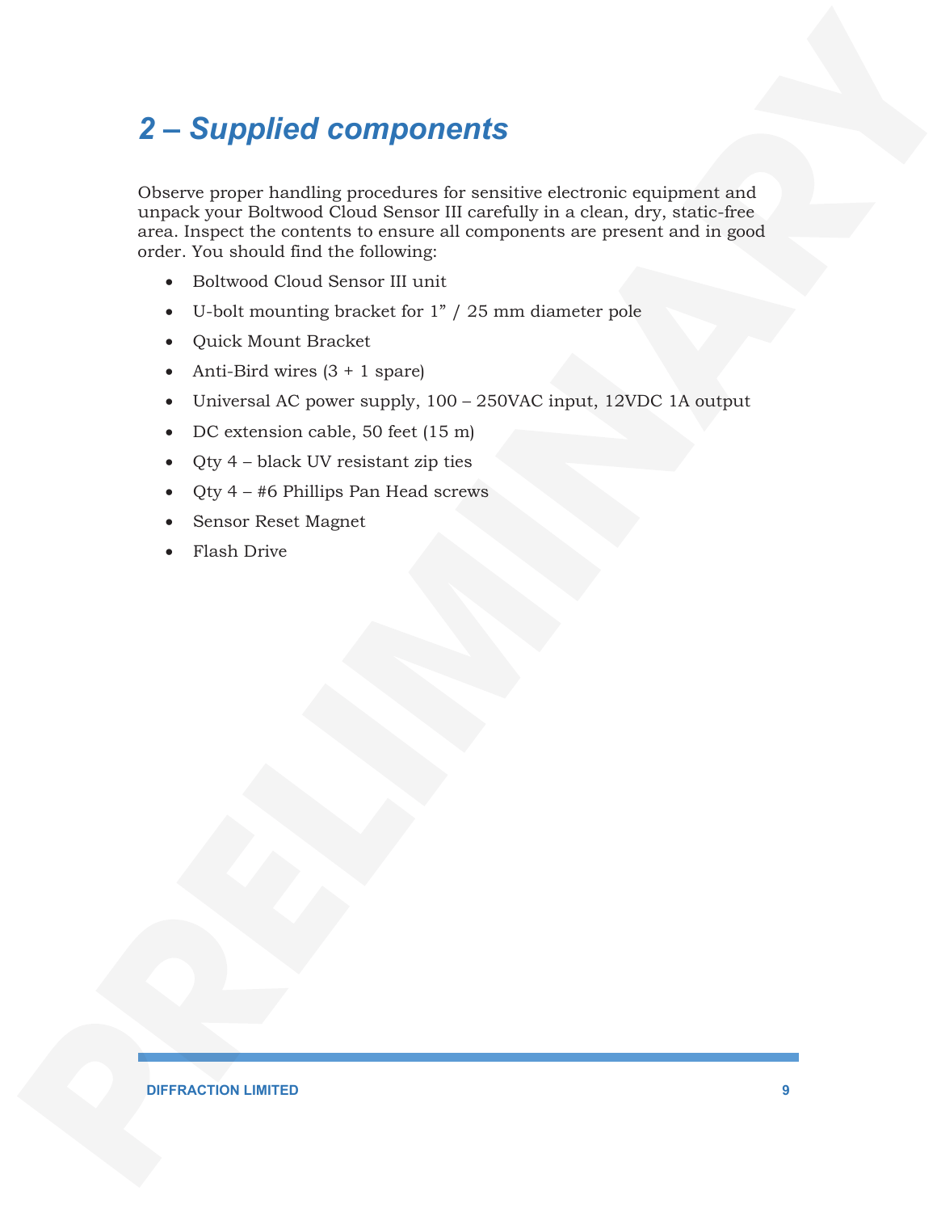## 2 – Supplied components

Observe proper handling procedures for sensitive electronic equipment and unpack your Boltwood Cloud Sensor III carefully in a clean, dry, static-free area. Inspect the contents to ensure all components are present and in good order. You should find the following:

- Boltwood Cloud Sensor III unit
- U-bolt mounting bracket for 1" / 25 mm diameter pole
- Quick Mount Bracket
- Anti-Bird wires (3 + 1 spare)
- Universal AC power supply, 100 – 250VAC input, 12VDC 1A output
- DC extension cable, 50 feet (15 m)
- Qty 4 – black UV resistant zip ties
- Qty 4 – #6 Phillips Pan Head screws
- Sensor Reset Magnet
- Flash Drive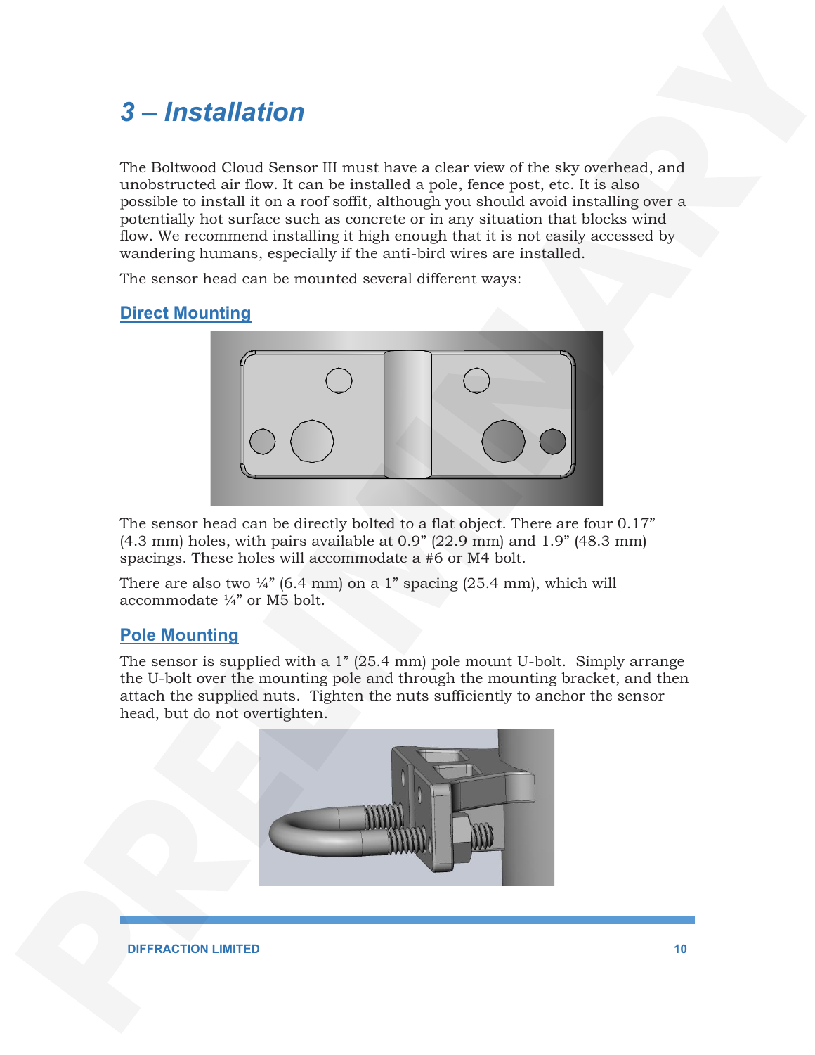# 3 – Installation

The Boltwood Cloud Sensor III must have a clear view of the sky overhead, and unobstructed air flow. It can be installed a pole, fence post, etc. It is also possible to install it on a roof soffit, although you should avoid installing over a potentially hot surface such as concrete or in any situation that blocks wind flow. We recommend installing it high enough that it is not easily accessed by wandering humans, especially if the anti-bird wires are installed.

The sensor head can be mounted several different ways:

## Direct Mounting

The sensor head can be directly bolted to a flat object. There are four 0.17" (4.3 mm) holes, with pairs available at 0.9" (22.9 mm) and 1.9" (48.3 mm) spacings. These holes will accommodate a #6 or M4 bolt.

There are also two ¼" (6.4 mm) on a 1" spacing (25.4 mm), which will accommodate ¼" or M5 bolt.

## Pole Mounting

The sensor is supplied with a 1" (25.4 mm) pole mount U-bolt. Simply arrange the U-bolt over the mounting pole and through the mounting bracket, and then attach the supplied nuts. Tighten the nuts sufficiently to anchor the sensor head, but do not overtighten.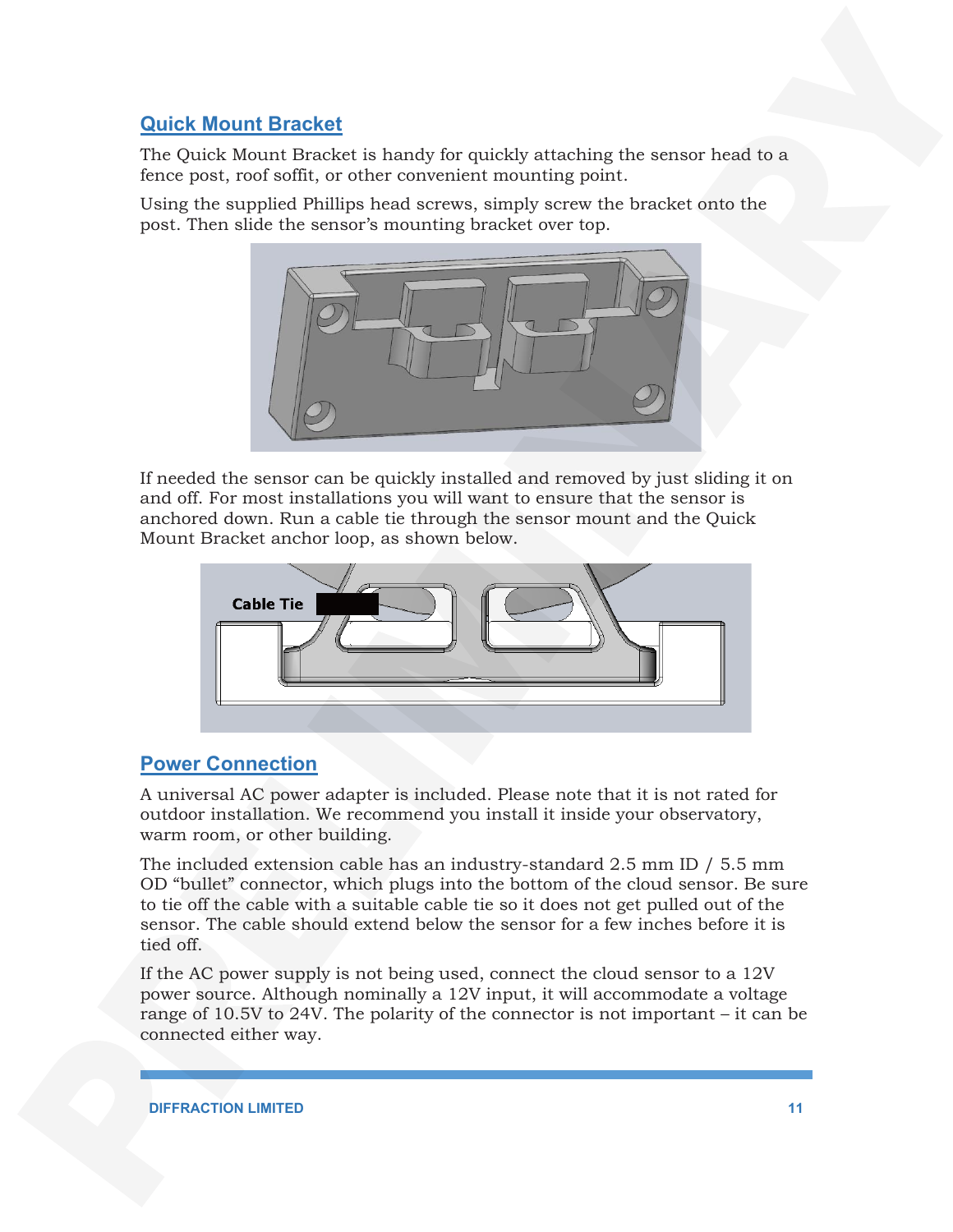## Quick Mount Bracket

The Quick Mount Bracket is handy for quickly attaching the sensor head to a fence post, roof soffit, or other convenient mounting point.

Using the supplied Phillips head screws, simply screw the bracket onto the post. Then slide the sensor's mounting bracket over top.

If needed the sensor can be quickly installed and removed by just sliding it on and off. For most installations you will want to ensure that the sensor is anchored down. Run a cable tie through the sensor mount and the Quick Mount Bracket anchor loop, as shown below.

## Power Connection

A universal AC power adapter is included. Please note that it is not rated for outdoor installation. We recommend you install it inside your observatory, warm room, or other building.

The included extension cable has an industry-standard 2.5 mm ID / 5.5 mm OD "bullet" connector, which plugs into the bottom of the cloud sensor. Be sure to tie off the cable with a suitable cable tie so it does not get pulled out of the sensor. The cable should extend below the sensor for a few inches before it is tied off.

If the AC power supply is not being used, connect the cloud sensor to a 12V power source. Although nominally a 12V input, it will accommodate a voltage range of 10.5V to 24V. The polarity of the connector is not important – it can be connected either way.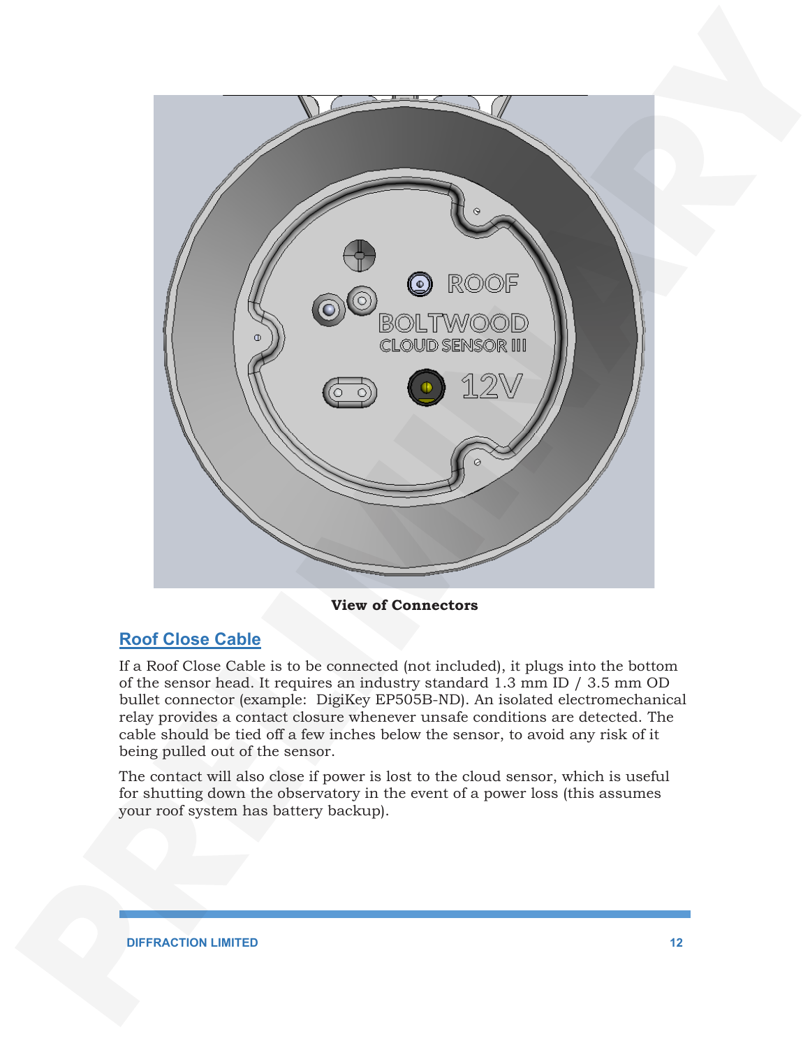**View of Connectors**

## Roof Close Cable

If a Roof Close Cable is to be connected (not included), it plugs into the bottom of the sensor head. It requires an industry standard 1.3 mm ID / 3.5 mm OD bullet connector (example:  DigiKey EP505B-ND). An isolated electromechanical relay provides a contact closure whenever unsafe conditions are detected. The cable should be tied off a few inches below the sensor, to avoid any risk of it being pulled out of the sensor.

The contact will also close if power is lost to the cloud sensor, which is useful for shutting down the observatory in the event of a power loss (this assumes your roof system has battery backup).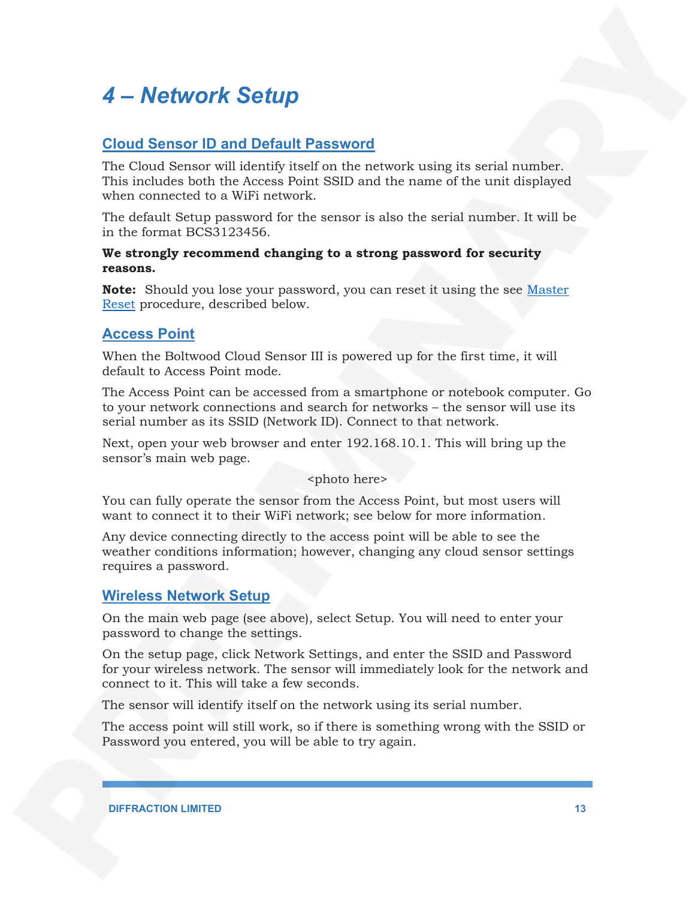# 4 – Network Setup

## Cloud Sensor ID and Default Password

The Cloud Sensor will identify itself on the network using its serial number. This includes both the Access Point SSID and the name of the unit displayed when connected to a WiFi network.

The default Setup password for the sensor is also the serial number. It will be in the format BCS3123456.

**We strongly recommend changing to a strong password for security reasons.**

**Note:** Should you lose your password, you can reset it using the see Master Reset procedure, described below.

## Access Point

When the Boltwood Cloud Sensor III is powered up for the first time, it will default to Access Point mode.

The Access Point can be accessed from a smartphone or notebook computer. Go to your network connections and search for networks – the sensor will use its serial number as its SSID (Network ID). Connect to that network.

Next, open your web browser and enter 192.168.10.1. This will bring up the sensor's main web page.

<photo here>

You can fully operate the sensor from the Access Point, but most users will want to connect it to their WiFi network; see below for more information.

Any device connecting directly to the access point will be able to see the weather conditions information; however, changing any cloud sensor settings requires a password.

## Wireless Network Setup

On the main web page (see above), select Setup. You will need to enter your password to change the settings.

On the setup page, click Network Settings, and enter the SSID and Password for your wireless network. The sensor will immediately look for the network and connect to it. This will take a few seconds.

The sensor will identify itself on the network using its serial number.

The access point will still work, so if there is something wrong with the SSID or Password you entered, you will be able to try again.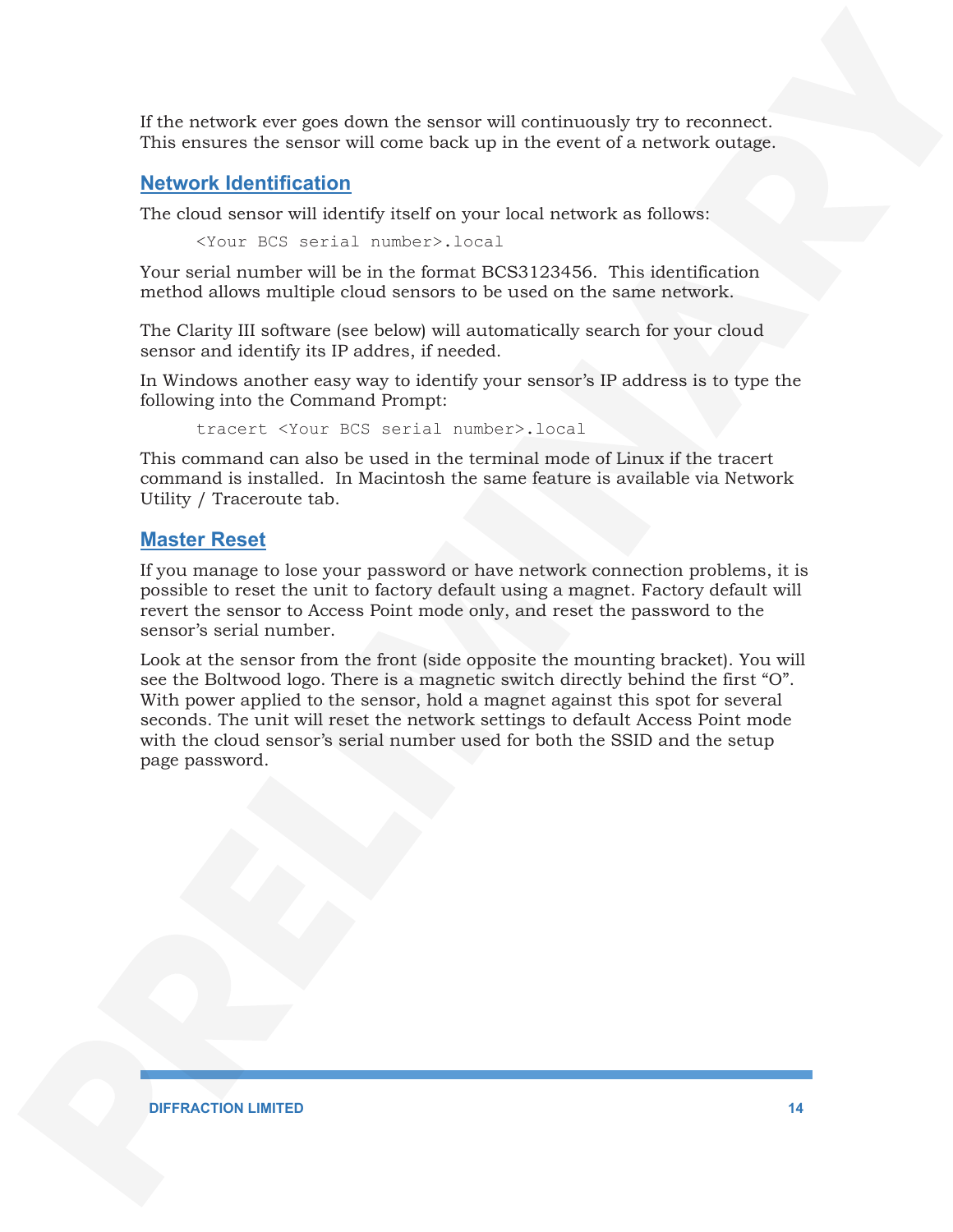If the network ever goes down the sensor will continuously try to reconnect. This ensures the sensor will come back up in the event of a network outage.

## Network Identification

The cloud sensor will identify itself on your local network as follows:

```
<Your BCS serial number>.local
```

Your serial number will be in the format BCS3123456. This identification method allows multiple cloud sensors to be used on the same network.

The Clarity III software (see below) will automatically search for your cloud sensor and identify its IP addres, if needed.

In Windows another easy way to identify your sensor's IP address is to type the following into the Command Prompt:

```
tracert <Your BCS serial number>.local
```

This command can also be used in the terminal mode of Linux if the tracert command is installed. In Macintosh the same feature is available via Network Utility / Traceroute tab.

## Master Reset

If you manage to lose your password or have network connection problems, it is possible to reset the unit to factory default using a magnet. Factory default will revert the sensor to Access Point mode only, and reset the password to the sensor's serial number.

Look at the sensor from the front (side opposite the mounting bracket). You will see the Boltwood logo. There is a magnetic switch directly behind the first "O". With power applied to the sensor, hold a magnet against this spot for several seconds. The unit will reset the network settings to default Access Point mode with the cloud sensor's serial number used for both the SSID and the setup page password.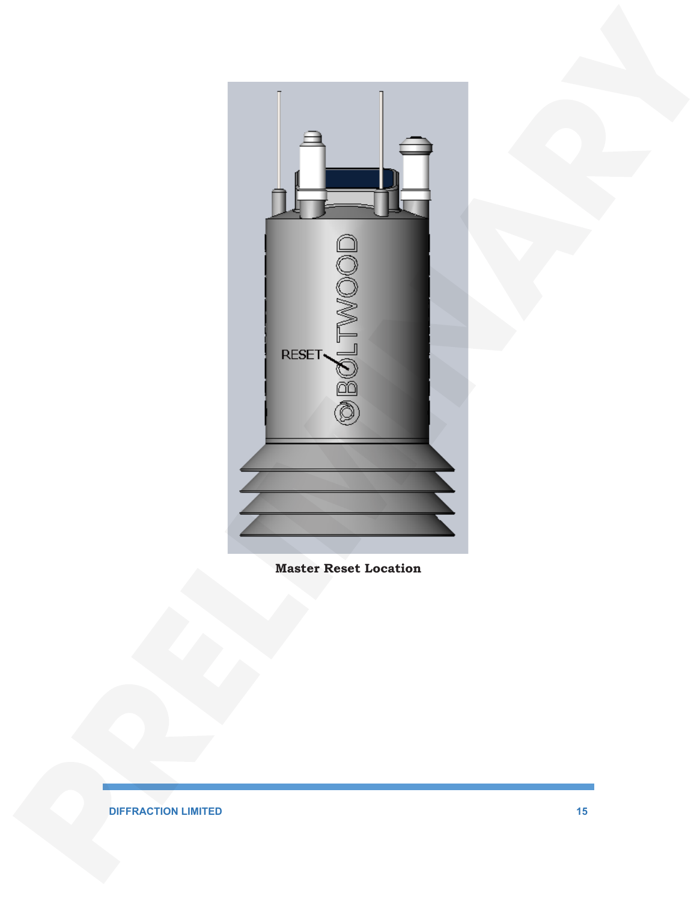**Master Reset Location**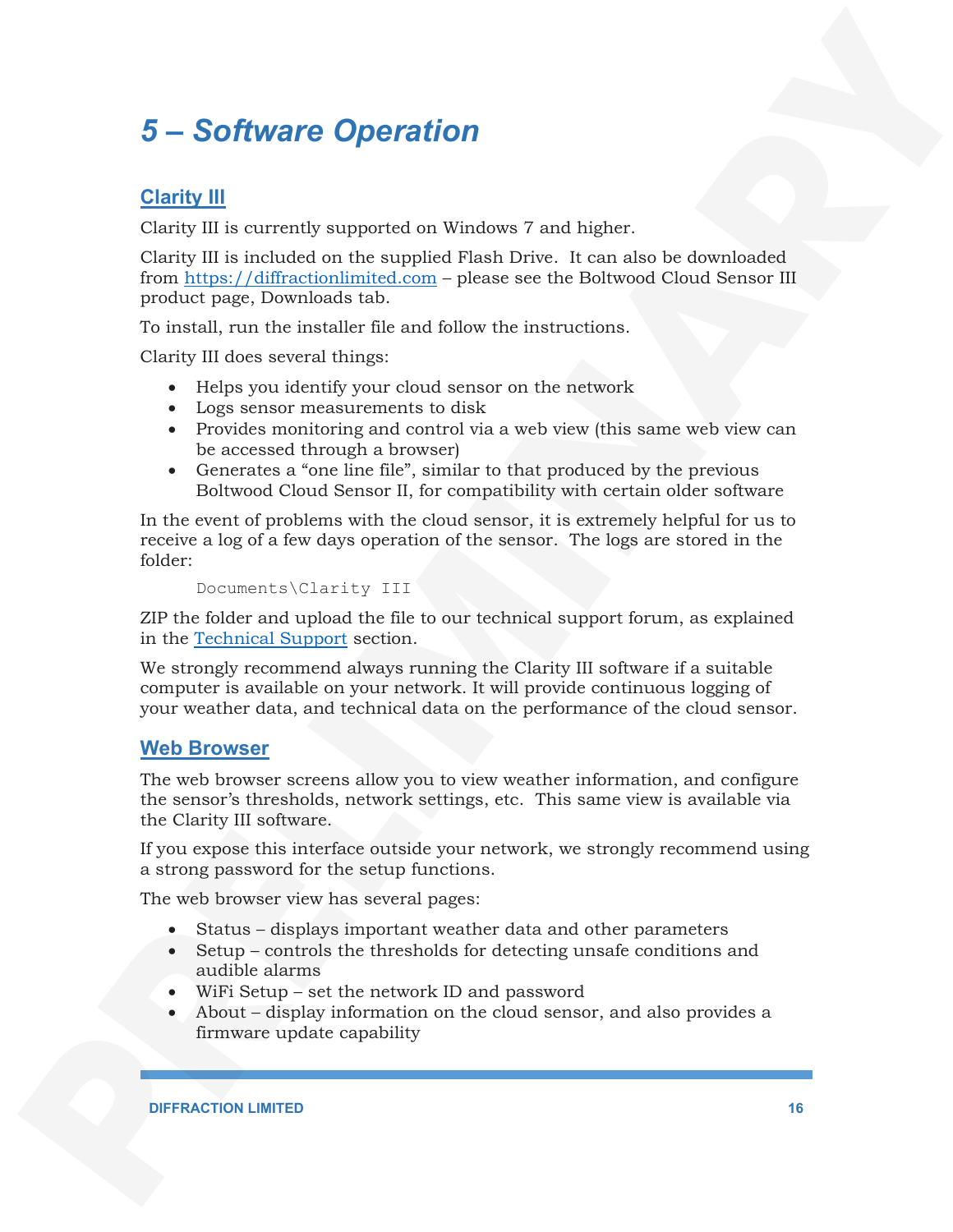# 5 – Software Operation

## Clarity III

Clarity III is currently supported on Windows 7 and higher.

Clarity III is included on the supplied Flash Drive. It can also be downloaded from https://diffractionlimited.com – please see the Boltwood Cloud Sensor III product page, Downloads tab.

To install, run the installer file and follow the instructions.

Clarity III does several things:

- Helps you identify your cloud sensor on the network
- Logs sensor measurements to disk
- Provides monitoring and control via a web view (this same web view can be accessed through a browser)
- Generates a "one line file", similar to that produced by the previous Boltwood Cloud Sensor II, for compatibility with certain older software

In the event of problems with the cloud sensor, it is extremely helpful for us to receive a log of a few days operation of the sensor. The logs are stored in the folder:

```
Documents\Clarity III
```

ZIP the folder and upload the file to our technical support forum, as explained in the Technical Support section.

We strongly recommend always running the Clarity III software if a suitable computer is available on your network. It will provide continuous logging of your weather data, and technical data on the performance of the cloud sensor.

## Web Browser

The web browser screens allow you to view weather information, and configure the sensor's thresholds, network settings, etc. This same view is available via the Clarity III software.

If you expose this interface outside your network, we strongly recommend using a strong password for the setup functions.

The web browser view has several pages:

- Status – displays important weather data and other parameters
- Setup – controls the thresholds for detecting unsafe conditions and audible alarms
- WiFi Setup – set the network ID and password
- About – display information on the cloud sensor, and also provides a firmware update capability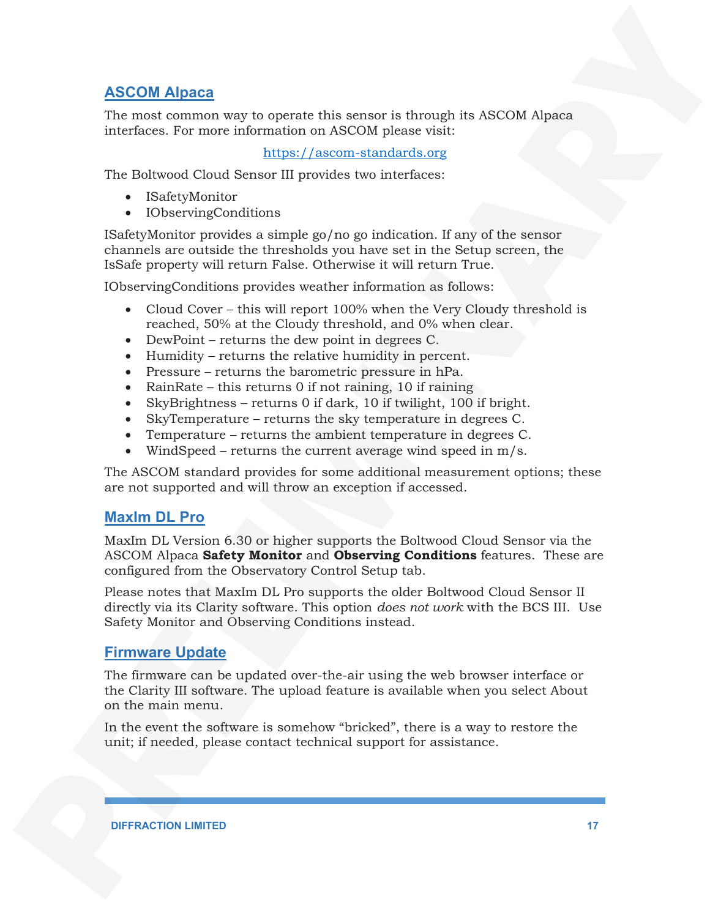## ASCOM Alpaca

The most common way to operate this sensor is through its ASCOM Alpaca interfaces. For more information on ASCOM please visit:

https://ascom-standards.org

The Boltwood Cloud Sensor III provides two interfaces:

- ISafetyMonitor
- IObservingConditions

ISafetyMonitor provides a simple go/no go indication. If any of the sensor channels are outside the thresholds you have set in the Setup screen, the IsSafe property will return False. Otherwise it will return True.

IObservingConditions provides weather information as follows:

- Cloud Cover – this will report 100% when the Very Cloudy threshold is reached, 50% at the Cloudy threshold, and 0% when clear.
- DewPoint – returns the dew point in degrees C.
- Humidity – returns the relative humidity in percent.
- Pressure – returns the barometric pressure in hPa.
- RainRate – this returns 0 if not raining, 10 if raining
- SkyBrightness – returns 0 if dark, 10 if twilight, 100 if bright.
- SkyTemperature – returns the sky temperature in degrees C.
- Temperature – returns the ambient temperature in degrees C.
- WindSpeed – returns the current average wind speed in m/s.

The ASCOM standard provides for some additional measurement options; these are not supported and will throw an exception if accessed.

## MaxIm DL Pro

MaxIm DL Version 6.30 or higher supports the Boltwood Cloud Sensor via the ASCOM Alpaca **Safety Monitor** and **Observing Conditions** features. These are configured from the Observatory Control Setup tab.

Please notes that MaxIm DL Pro supports the older Boltwood Cloud Sensor II directly via its Clarity software. This option *does not work* with the BCS III. Use Safety Monitor and Observing Conditions instead.

## Firmware Update

The firmware can be updated over-the-air using the web browser interface or the Clarity III software. The upload feature is available when you select About on the main menu.

In the event the software is somehow "bricked", there is a way to restore the unit; if needed, please contact technical support for assistance.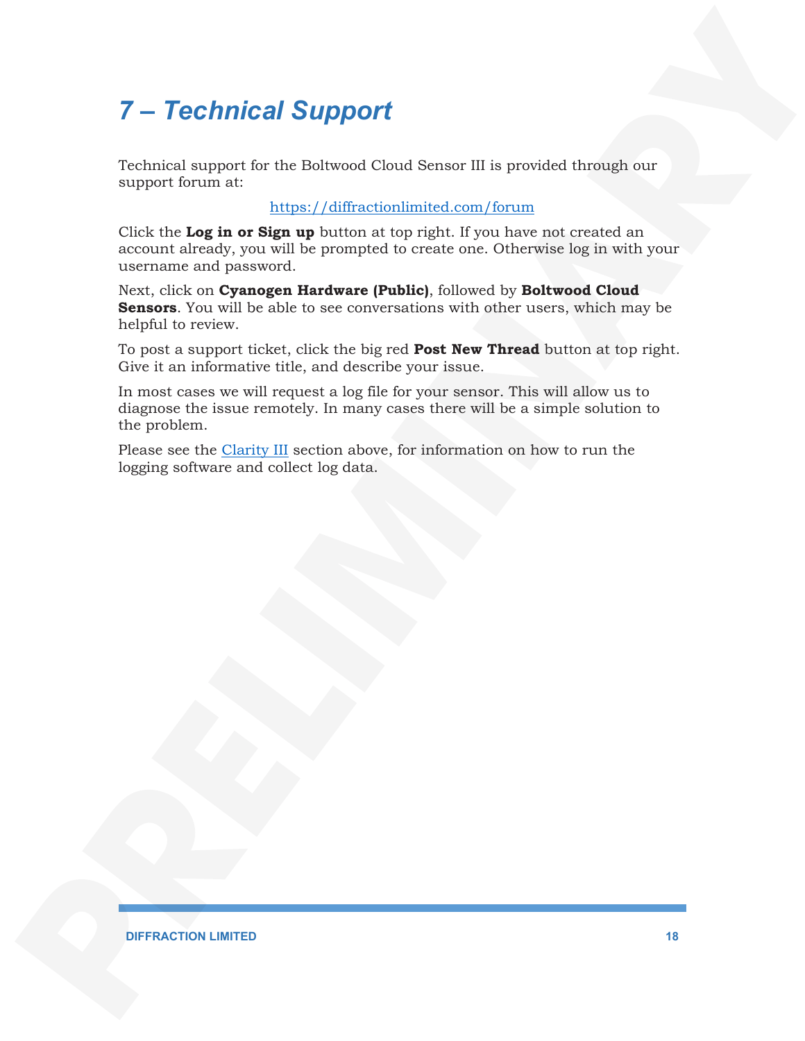# 7 – Technical Support

Technical support for the Boltwood Cloud Sensor III is provided through our support forum at:

https://diffractionlimited.com/forum

Click the **Log in or Sign up** button at top right. If you have not created an account already, you will be prompted to create one. Otherwise log in with your username and password.

Next, click on **Cyanogen Hardware (Public)**, followed by **Boltwood Cloud Sensors**. You will be able to see conversations with other users, which may be helpful to review.

To post a support ticket, click the big red **Post New Thread** button at top right. Give it an informative title, and describe your issue.

In most cases we will request a log file for your sensor. This will allow us to diagnose the issue remotely. In many cases there will be a simple solution to the problem.

Please see the Clarity III section above, for information on how to run the logging software and collect log data.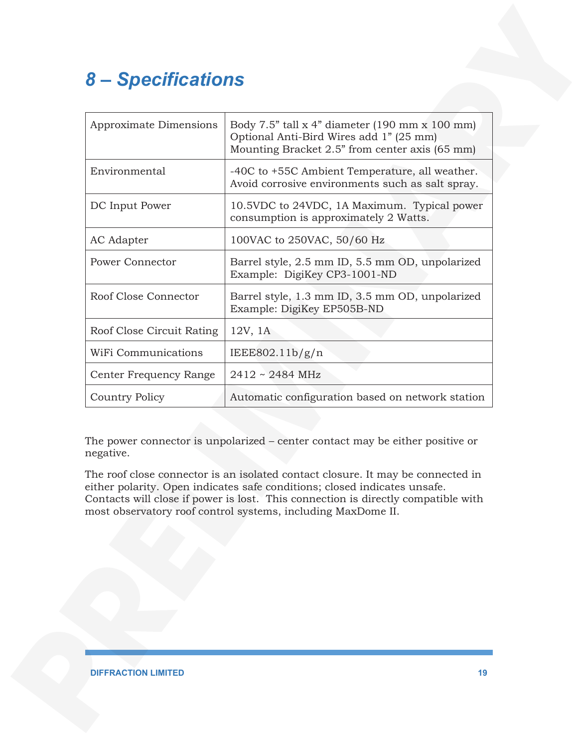# 8 – Specifications

| | |
|---|---|
| Approximate Dimensions | Body 7.5” tall x 4” diameter (190 mm x 100 mm)<br>Optional Anti-Bird Wires add 1” (25 mm)<br>Mounting Bracket 2.5” from center axis (65 mm) |
| Environmental | -40C to +55C Ambient Temperature, all weather. Avoid corrosive environments such as salt spray. |
| DC Input Power | 10.5VDC to 24VDC, 1A Maximum. Typical power consumption is approximately 2 Watts. |
| AC Adapter | 100VAC to 250VAC, 50/60 Hz |
| Power Connector | Barrel style, 2.5 mm ID, 5.5 mm OD, unpolarized<br>Example: DigiKey CP3-1001-ND |
| Roof Close Connector | Barrel style, 1.3 mm ID, 3.5 mm OD, unpolarized<br>Example: DigiKey EP505B-ND |
| Roof Close Circuit Rating | 12V, 1A |
| WiFi Communications | IEEE802.11b/g/n |
| Center Frequency Range | 2412 ~ 2484 MHz |
| Country Policy | Automatic configuration based on network station |

The power connector is unpolarized – center contact may be either positive or negative.

The roof close connector is an isolated contact closure. It may be connected in either polarity. Open indicates safe conditions; closed indicates unsafe. Contacts will close if power is lost. This connection is directly compatible with most observatory roof control systems, including MaxDome II.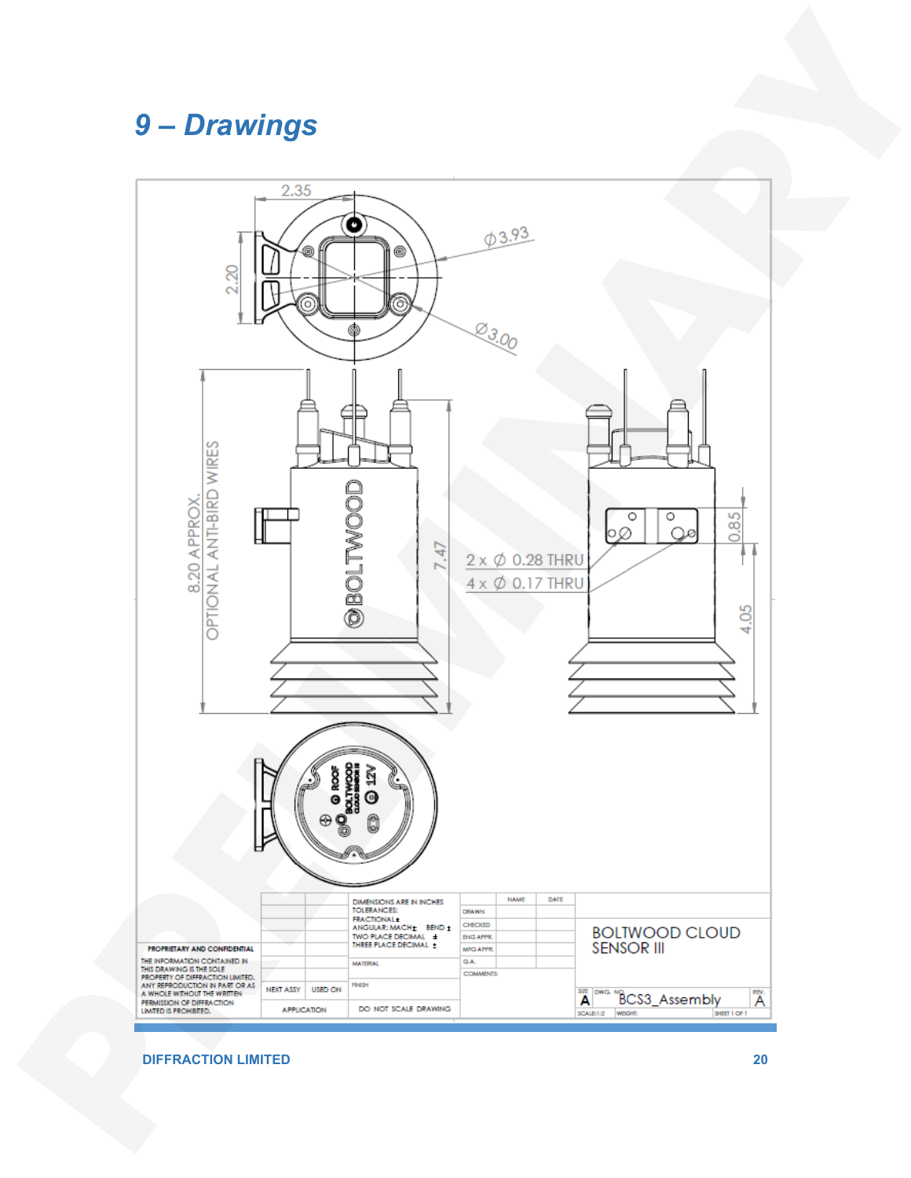# 9 – Drawings

2.35

2.20

Ø3.93

Ø3.00

8.20 APPROX.
OPTIONAL ANTI-BIRD WIRES

BOLTWOOD

7.47

2 x Ø 0.28 THRU

4 x Ø 0.17 THRU

0.85

4.05

ROOF
BOLTWOOD
CLOUD SENSOR III
12V

| | | DIMENSIONS ARE IN INCHES TOLERANCES: FRACTIONAL ± ANGULAR: MACH ± BEND ± TWO PLACE DECIMAL ± THREE PLACE DECIMAL ± | | NAME | DATE | |
|---|---|---|---|---|---|---|
| | | | DRAWN | | | |
| | | | CHECKED | | | BOLTWOOD CLOUD SENSOR III |
| | | | ENG APPR. | | | |
| | | | MFG APPR. | | | |
| | | MATERIAL | Q.A. | | | |
| | | | COMMENTS: | | | |
| NEXT ASSY | USED ON | FINISH | | | | SIZE A DWG. NO. BCS3_Assembly REV. A |
| APPLICATION | | DO NOT SCALE DRAWING | | | | SCALE: 1:2 WEIGHT: SHEET 1 OF 1 |

**PROPRIETARY AND CONFIDENTIAL**

THE INFORMATION CONTAINED IN THIS DRAWING IS THE SOLE PROPERTY OF DIFFRACTION LIMITED. ANY REPRODUCTION IN PART OR AS A WHOLE WITHOUT THE WRITTEN PERMISSION OF DIFFRACTION LIMITED IS PROHIBITED.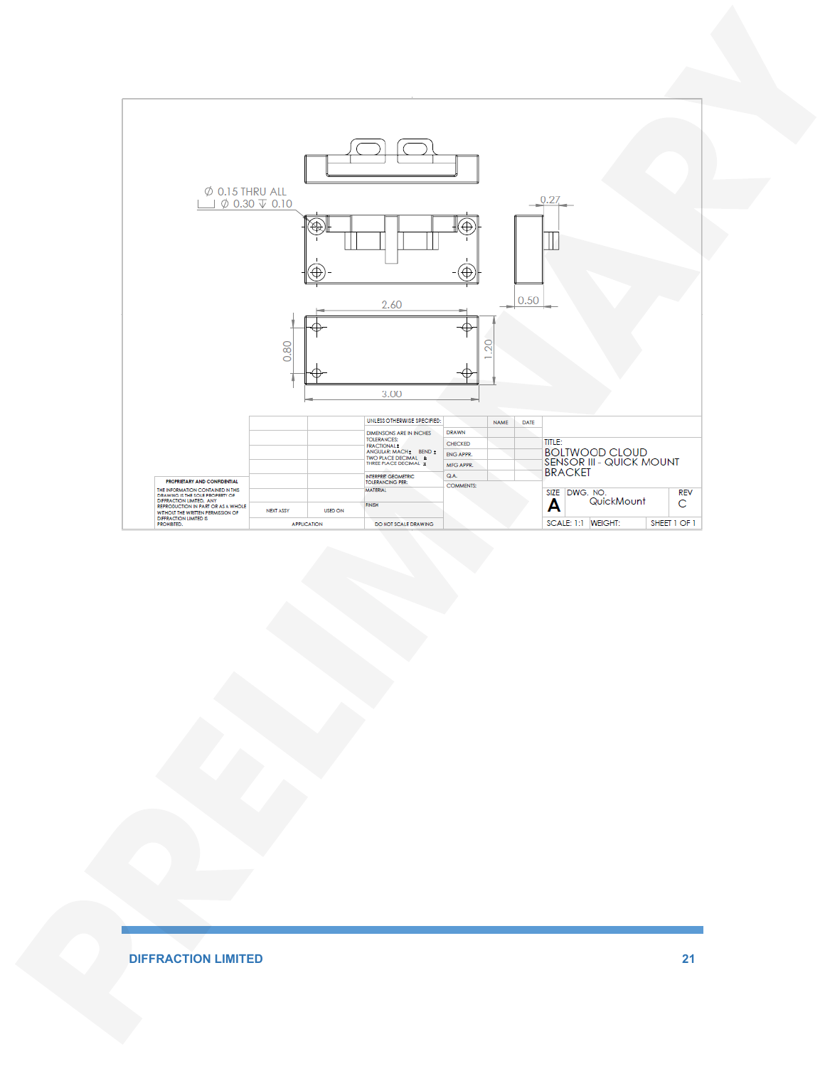Ø 0.15 THRU ALL
⌴ Ø 0.30 ↧ 0.10

0.27

0.50

2.60

0.80

1.20

3.00

| | | UNLESS OTHERWISE SPECIFIED: | | NAME | DATE | |
|---|---|---|---|---|---|---|
| | | DIMENSIONS ARE IN INCHES TOLERANCES: FRACTIONAL ± ANGULAR: MACH ± BEND ± TWO PLACE DECIMAL ± THREE PLACE DECIMAL ± | DRAWN | | | TITLE: BOLTWOOD CLOUD SENSOR III - QUICK MOUNT BRACKET |
| | | | CHECKED | | | |
| | | | ENG APPR. | | | |
| | | | MFG APPR. | | | |
| | | INTERPRET GEOMETRIC TOLERANCING PER: | Q.A. | | | |
| | | MATERIAL | COMMENTS: | | | SIZE A / DWG. NO. QuickMount / REV C |
| NEXT ASSY | USED ON | FINISH | | | | |
| APPLICATION | | DO NOT SCALE DRAWING | | | | SCALE: 1:1 / WEIGHT: / SHEET 1 OF 1 |

**PROPRIETARY AND CONFIDENTIAL**

THE INFORMATION CONTAINED IN THIS DRAWING IS THE SOLE PROPERTY OF DIFFRACTION LIMITED. ANY REPRODUCTION IN PART OR AS A WHOLE WITHOUT THE WRITTEN PERMISSION OF DIFFRACTION LIMITED IS PROHIBITED.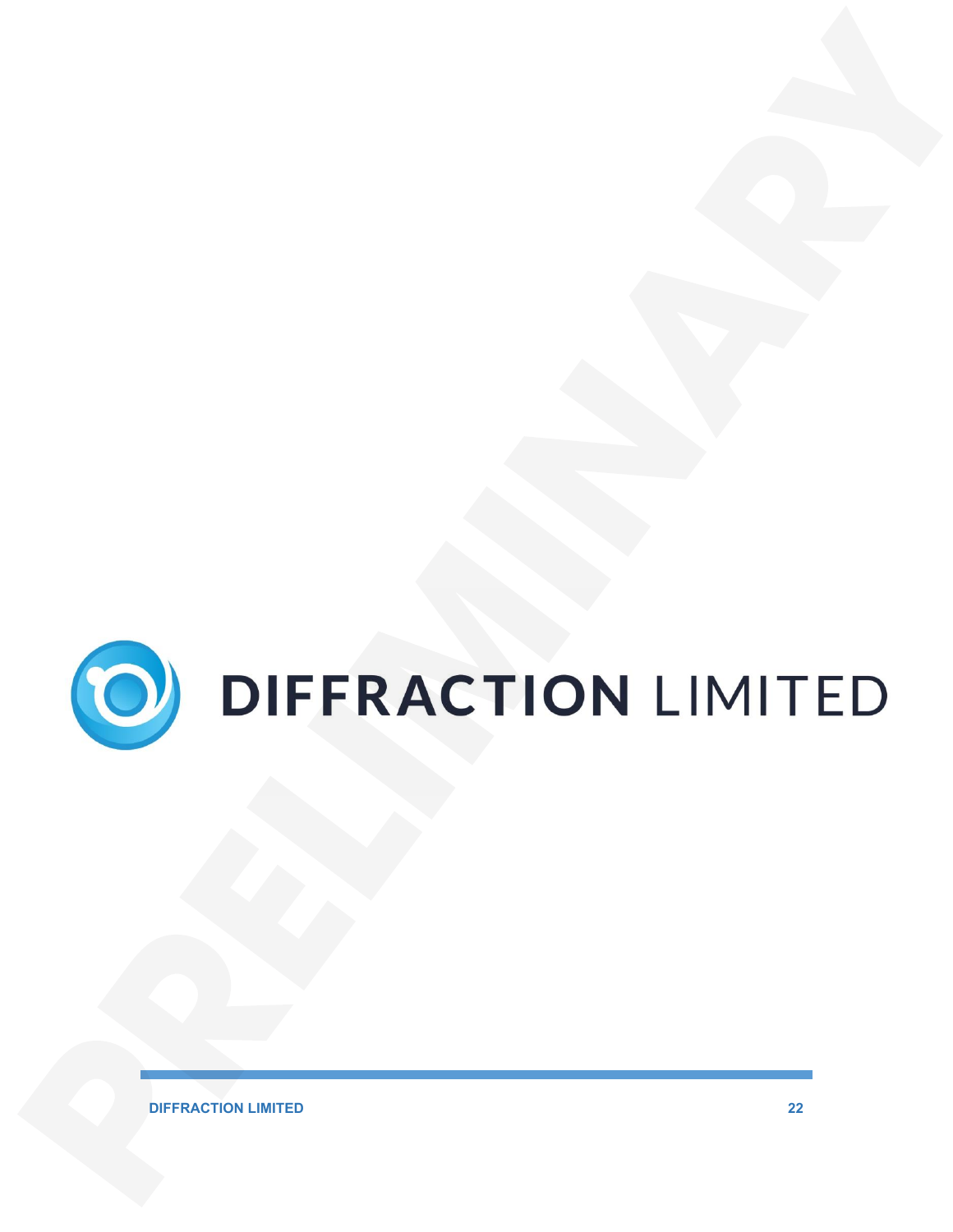DIFFRACTION LIMITED

PRELIMINARY